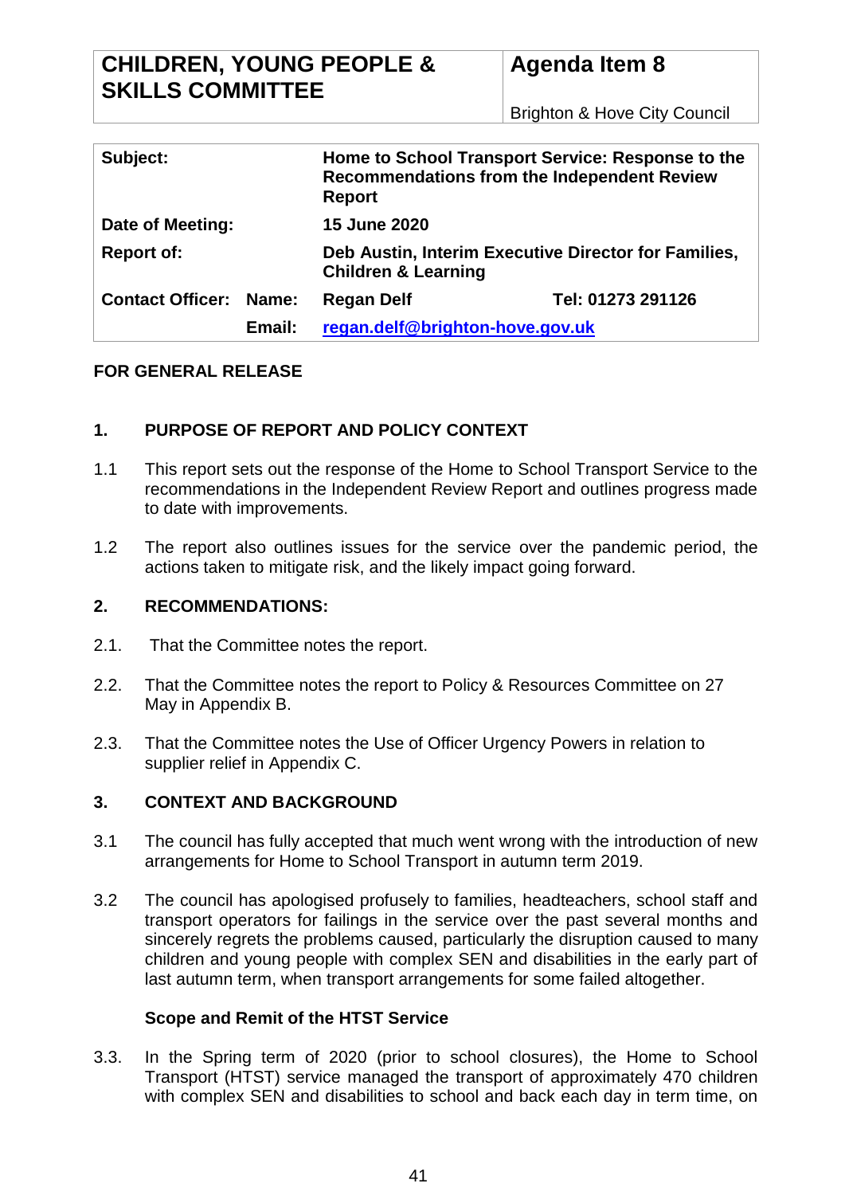| CHILDREN, YOUNG PEOPLE & SKILLS COMMITTEE | Agenda Item 8 |
| --- | --- |
| | Brighton & Hove City Council |

| | | | |
| --- | --- | --- | --- |
| **Subject:** | | **Home to School Transport Service: Response to the Recommendations from the Independent Review Report** | |
| **Date of Meeting:** | | **15 June 2020** | |
| **Report of:** | | **Deb Austin, Interim Executive Director for Families, Children & Learning** | |
| **Contact Officer:** | **Name:** | **Regan Delf** | **Tel: 01273 291126** |
| | **Email:** | **regan.delf@brighton-hove.gov.uk** | |

**FOR GENERAL RELEASE**

## 1. PURPOSE OF REPORT AND POLICY CONTEXT

1.1 This report sets out the response of the Home to School Transport Service to the recommendations in the Independent Review Report and outlines progress made to date with improvements.

1.2 The report also outlines issues for the service over the pandemic period, the actions taken to mitigate risk, and the likely impact going forward.

## 2. RECOMMENDATIONS:

2.1. That the Committee notes the report.

2.2. That the Committee notes the report to Policy & Resources Committee on 27 May in Appendix B.

2.3. That the Committee notes the Use of Officer Urgency Powers in relation to supplier relief in Appendix C.

## 3. CONTEXT AND BACKGROUND

3.1 The council has fully accepted that much went wrong with the introduction of new arrangements for Home to School Transport in autumn term 2019.

3.2 The council has apologised profusely to families, headteachers, school staff and transport operators for failings in the service over the past several months and sincerely regrets the problems caused, particularly the disruption caused to many children and young people with complex SEN and disabilities in the early part of last autumn term, when transport arrangements for some failed altogether.

### Scope and Remit of the HTST Service

3.3. In the Spring term of 2020 (prior to school closures), the Home to School Transport (HTST) service managed the transport of approximately 470 children with complex SEN and disabilities to school and back each day in term time, on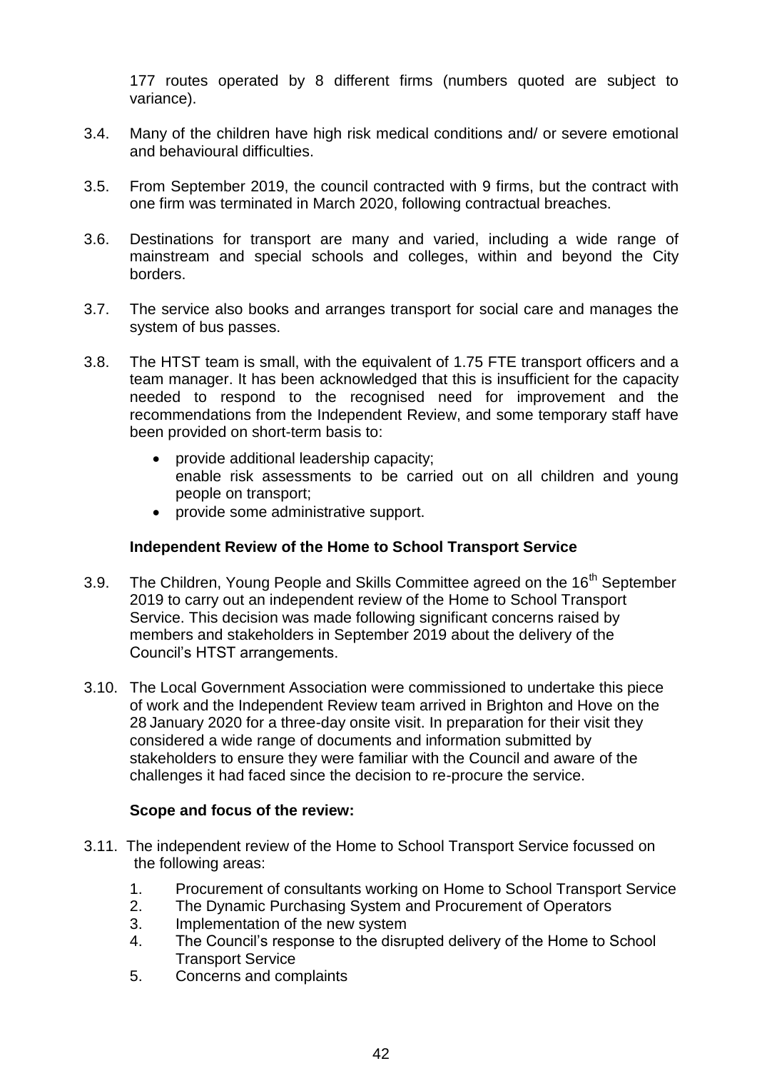177 routes operated by 8 different firms (numbers quoted are subject to variance).

3.4. Many of the children have high risk medical conditions and/ or severe emotional and behavioural difficulties.

3.5. From September 2019, the council contracted with 9 firms, but the contract with one firm was terminated in March 2020, following contractual breaches.

3.6. Destinations for transport are many and varied, including a wide range of mainstream and special schools and colleges, within and beyond the City borders.

3.7. The service also books and arranges transport for social care and manages the system of bus passes.

3.8. The HTST team is small, with the equivalent of 1.75 FTE transport officers and a team manager. It has been acknowledged that this is insufficient for the capacity needed to respond to the recognised need for improvement and the recommendations from the Independent Review, and some temporary staff have been provided on short-term basis to:

- provide additional leadership capacity;
  enable risk assessments to be carried out on all children and young people on transport;
- provide some administrative support.

**Independent Review of the Home to School Transport Service**

3.9. The Children, Young People and Skills Committee agreed on the 16th September 2019 to carry out an independent review of the Home to School Transport Service. This decision was made following significant concerns raised by members and stakeholders in September 2019 about the delivery of the Council's HTST arrangements.

3.10. The Local Government Association were commissioned to undertake this piece of work and the Independent Review team arrived in Brighton and Hove on the 28 January 2020 for a three-day onsite visit. In preparation for their visit they considered a wide range of documents and information submitted by stakeholders to ensure they were familiar with the Council and aware of the challenges it had faced since the decision to re-procure the service.

**Scope and focus of the review:**

3.11. The independent review of the Home to School Transport Service focussed on the following areas:

1. Procurement of consultants working on Home to School Transport Service
2. The Dynamic Purchasing System and Procurement of Operators
3. Implementation of the new system
4. The Council's response to the disrupted delivery of the Home to School Transport Service
5. Concerns and complaints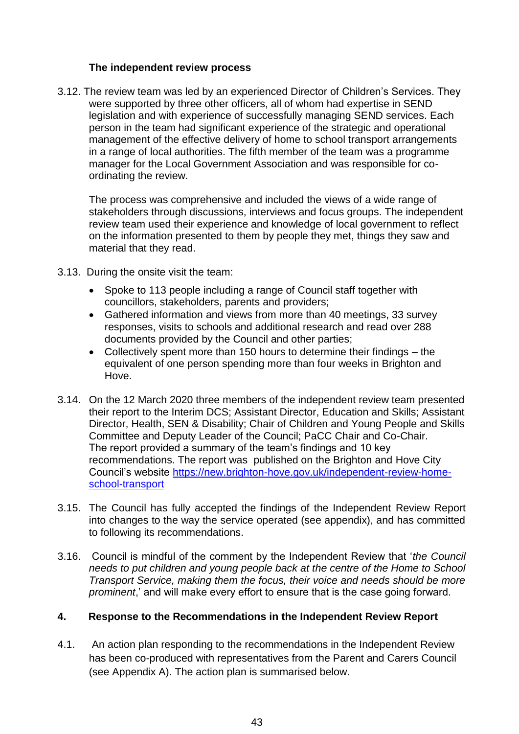### The independent review process

3.12. The review team was led by an experienced Director of Children's Services. They were supported by three other officers, all of whom had expertise in SEND legislation and with experience of successfully managing SEND services. Each person in the team had significant experience of the strategic and operational management of the effective delivery of home to school transport arrangements in a range of local authorities. The fifth member of the team was a programme manager for the Local Government Association and was responsible for co-ordinating the review.

The process was comprehensive and included the views of a wide range of stakeholders through discussions, interviews and focus groups. The independent review team used their experience and knowledge of local government to reflect on the information presented to them by people they met, things they saw and material that they read.

3.13. During the onsite visit the team:

- Spoke to 113 people including a range of Council staff together with councillors, stakeholders, parents and providers;
- Gathered information and views from more than 40 meetings, 33 survey responses, visits to schools and additional research and read over 288 documents provided by the Council and other parties;
- Collectively spent more than 150 hours to determine their findings – the equivalent of one person spending more than four weeks in Brighton and Hove.

3.14. On the 12 March 2020 three members of the independent review team presented their report to the Interim DCS; Assistant Director, Education and Skills; Assistant Director, Health, SEN & Disability; Chair of Children and Young People and Skills Committee and Deputy Leader of the Council; PaCC Chair and Co-Chair. The report provided a summary of the team's findings and 10 key recommendations. The report was published on the Brighton and Hove City Council's website [https://new.brighton-hove.gov.uk/independent-review-home-school-transport](https://new.brighton-hove.gov.uk/independent-review-home-school-transport)

3.15. The Council has fully accepted the findings of the Independent Review Report into changes to the way the service operated (see appendix), and has committed to following its recommendations.

3.16. Council is mindful of the comment by the Independent Review that '*the Council needs to put children and young people back at the centre of the Home to School Transport Service, making them the focus, their voice and needs should be more prominent*,' and will make every effort to ensure that is the case going forward.

## 4. Response to the Recommendations in the Independent Review Report

4.1. An action plan responding to the recommendations in the Independent Review has been co-produced with representatives from the Parent and Carers Council (see Appendix A). The action plan is summarised below.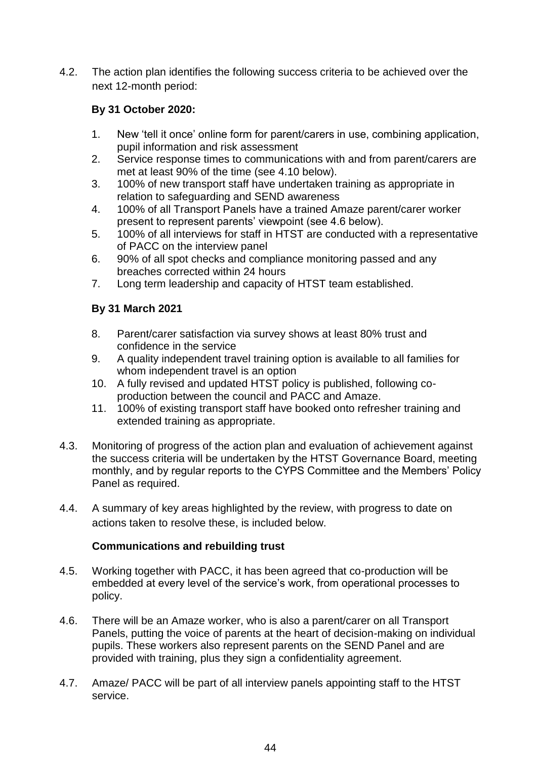4.2. The action plan identifies the following success criteria to be achieved over the next 12-month period:

**By 31 October 2020:**

1. New 'tell it once' online form for parent/carers in use, combining application, pupil information and risk assessment
2. Service response times to communications with and from parent/carers are met at least 90% of the time (see 4.10 below).
3. 100% of new transport staff have undertaken training as appropriate in relation to safeguarding and SEND awareness
4. 100% of all Transport Panels have a trained Amaze parent/carer worker present to represent parents' viewpoint (see 4.6 below).
5. 100% of all interviews for staff in HTST are conducted with a representative of PACC on the interview panel
6. 90% of all spot checks and compliance monitoring passed and any breaches corrected within 24 hours
7. Long term leadership and capacity of HTST team established.

**By 31 March 2021**

8. Parent/carer satisfaction via survey shows at least 80% trust and confidence in the service
9. A quality independent travel training option is available to all families for whom independent travel is an option
10. A fully revised and updated HTST policy is published, following co-production between the council and PACC and Amaze.
11. 100% of existing transport staff have booked onto refresher training and extended training as appropriate.

4.3. Monitoring of progress of the action plan and evaluation of achievement against the success criteria will be undertaken by the HTST Governance Board, meeting monthly, and by regular reports to the CYPS Committee and the Members' Policy Panel as required.

4.4. A summary of key areas highlighted by the review, with progress to date on actions taken to resolve these, is included below.

**Communications and rebuilding trust**

4.5. Working together with PACC, it has been agreed that co-production will be embedded at every level of the service's work, from operational processes to policy.

4.6. There will be an Amaze worker, who is also a parent/carer on all Transport Panels, putting the voice of parents at the heart of decision-making on individual pupils. These workers also represent parents on the SEND Panel and are provided with training, plus they sign a confidentiality agreement.

4.7. Amaze/ PACC will be part of all interview panels appointing staff to the HTST service.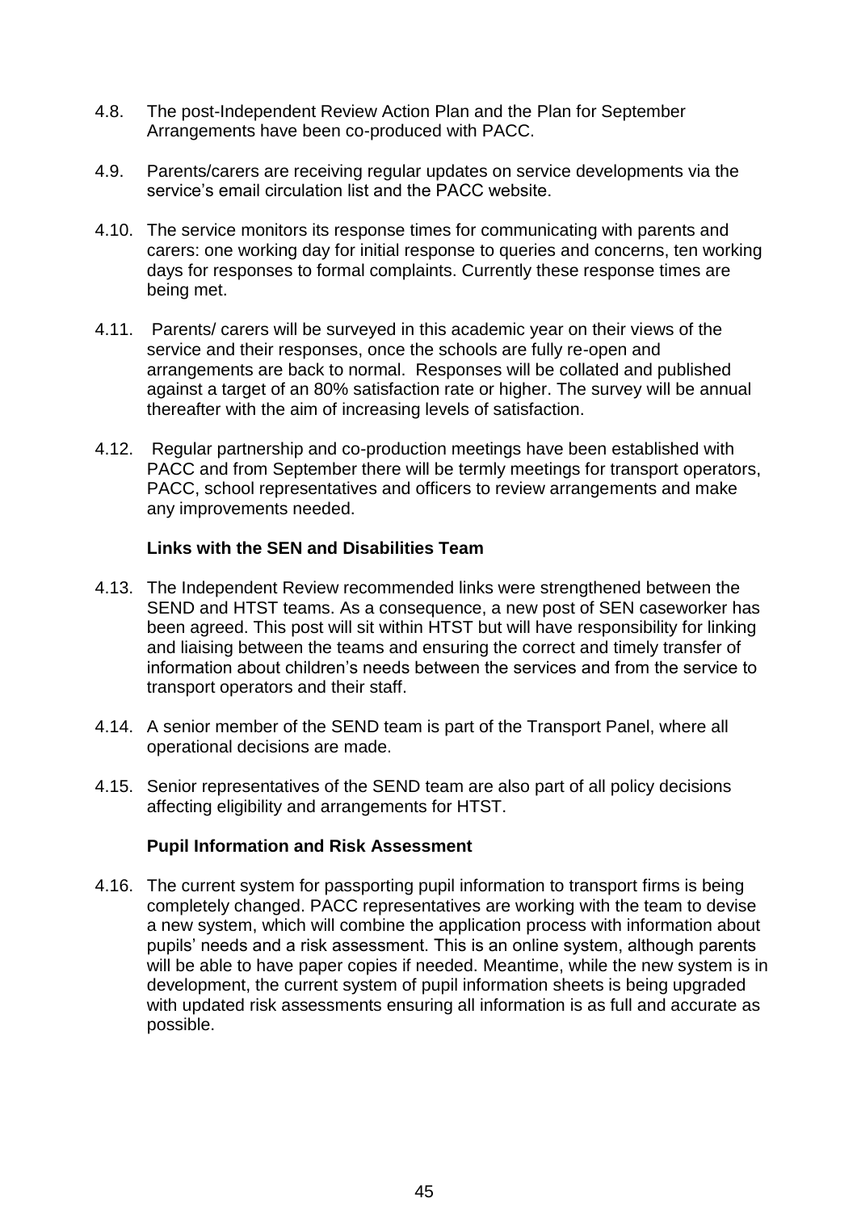4.8. The post-Independent Review Action Plan and the Plan for September Arrangements have been co-produced with PACC.

4.9. Parents/carers are receiving regular updates on service developments via the service's email circulation list and the PACC website.

4.10. The service monitors its response times for communicating with parents and carers: one working day for initial response to queries and concerns, ten working days for responses to formal complaints. Currently these response times are being met.

4.11. Parents/ carers will be surveyed in this academic year on their views of the service and their responses, once the schools are fully re-open and arrangements are back to normal. Responses will be collated and published against a target of an 80% satisfaction rate or higher. The survey will be annual thereafter with the aim of increasing levels of satisfaction.

4.12. Regular partnership and co-production meetings have been established with PACC and from September there will be termly meetings for transport operators, PACC, school representatives and officers to review arrangements and make any improvements needed.

**Links with the SEN and Disabilities Team**

4.13. The Independent Review recommended links were strengthened between the SEND and HTST teams. As a consequence, a new post of SEN caseworker has been agreed. This post will sit within HTST but will have responsibility for linking and liaising between the teams and ensuring the correct and timely transfer of information about children's needs between the services and from the service to transport operators and their staff.

4.14. A senior member of the SEND team is part of the Transport Panel, where all operational decisions are made.

4.15. Senior representatives of the SEND team are also part of all policy decisions affecting eligibility and arrangements for HTST.

**Pupil Information and Risk Assessment**

4.16. The current system for passporting pupil information to transport firms is being completely changed. PACC representatives are working with the team to devise a new system, which will combine the application process with information about pupils' needs and a risk assessment. This is an online system, although parents will be able to have paper copies if needed. Meantime, while the new system is in development, the current system of pupil information sheets is being upgraded with updated risk assessments ensuring all information is as full and accurate as possible.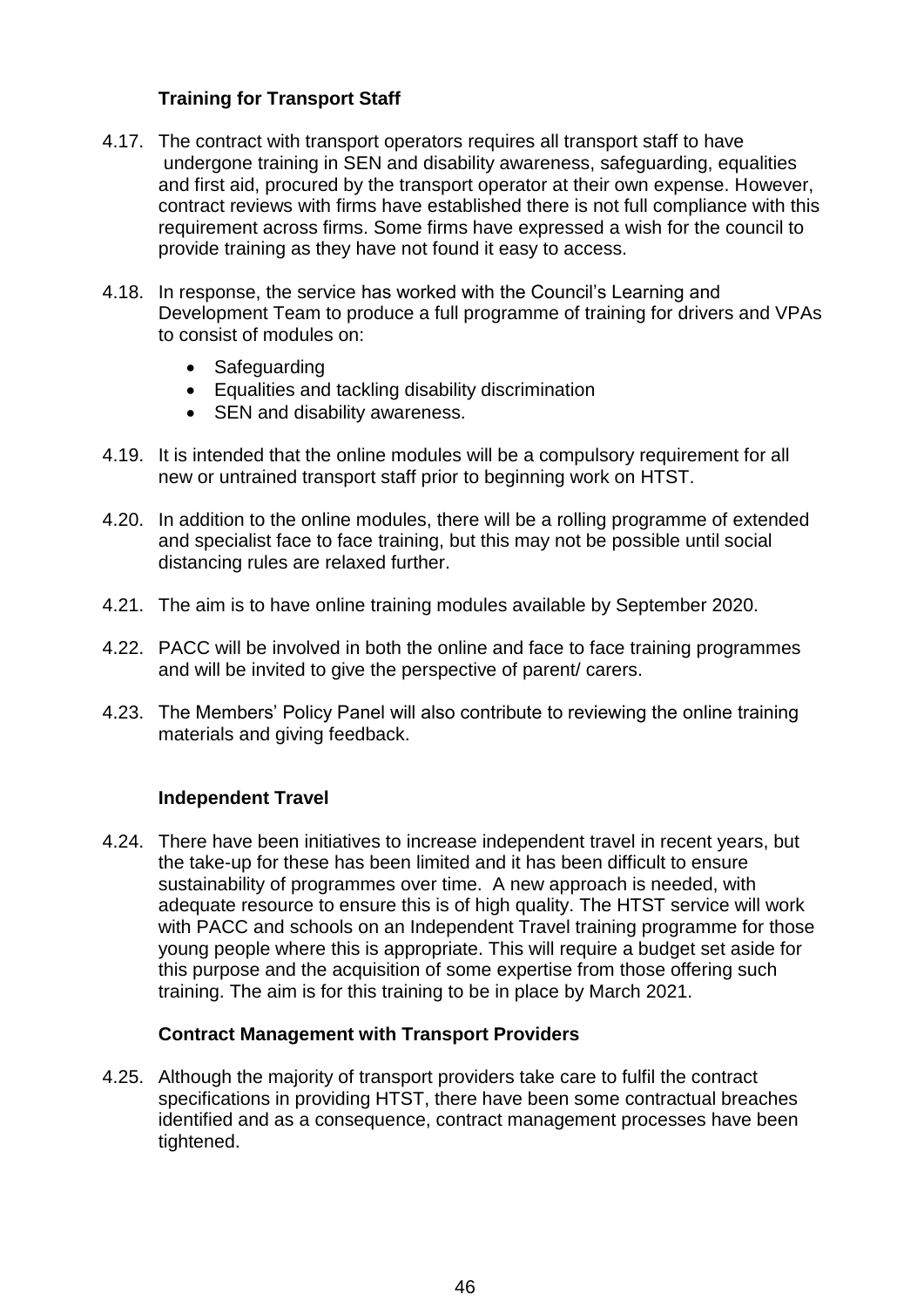### Training for Transport Staff

4.17. The contract with transport operators requires all transport staff to have undergone training in SEN and disability awareness, safeguarding, equalities and first aid, procured by the transport operator at their own expense. However, contract reviews with firms have established there is not full compliance with this requirement across firms. Some firms have expressed a wish for the council to provide training as they have not found it easy to access.

4.18. In response, the service has worked with the Council's Learning and Development Team to produce a full programme of training for drivers and VPAs to consist of modules on:

- Safeguarding
- Equalities and tackling disability discrimination
- SEN and disability awareness.

4.19. It is intended that the online modules will be a compulsory requirement for all new or untrained transport staff prior to beginning work on HTST.

4.20. In addition to the online modules, there will be a rolling programme of extended and specialist face to face training, but this may not be possible until social distancing rules are relaxed further.

4.21. The aim is to have online training modules available by September 2020.

4.22. PACC will be involved in both the online and face to face training programmes and will be invited to give the perspective of parent/ carers.

4.23. The Members' Policy Panel will also contribute to reviewing the online training materials and giving feedback.

### Independent Travel

4.24. There have been initiatives to increase independent travel in recent years, but the take-up for these has been limited and it has been difficult to ensure sustainability of programmes over time. A new approach is needed, with adequate resource to ensure this is of high quality. The HTST service will work with PACC and schools on an Independent Travel training programme for those young people where this is appropriate. This will require a budget set aside for this purpose and the acquisition of some expertise from those offering such training. The aim is for this training to be in place by March 2021.

### Contract Management with Transport Providers

4.25. Although the majority of transport providers take care to fulfil the contract specifications in providing HTST, there have been some contractual breaches identified and as a consequence, contract management processes have been tightened.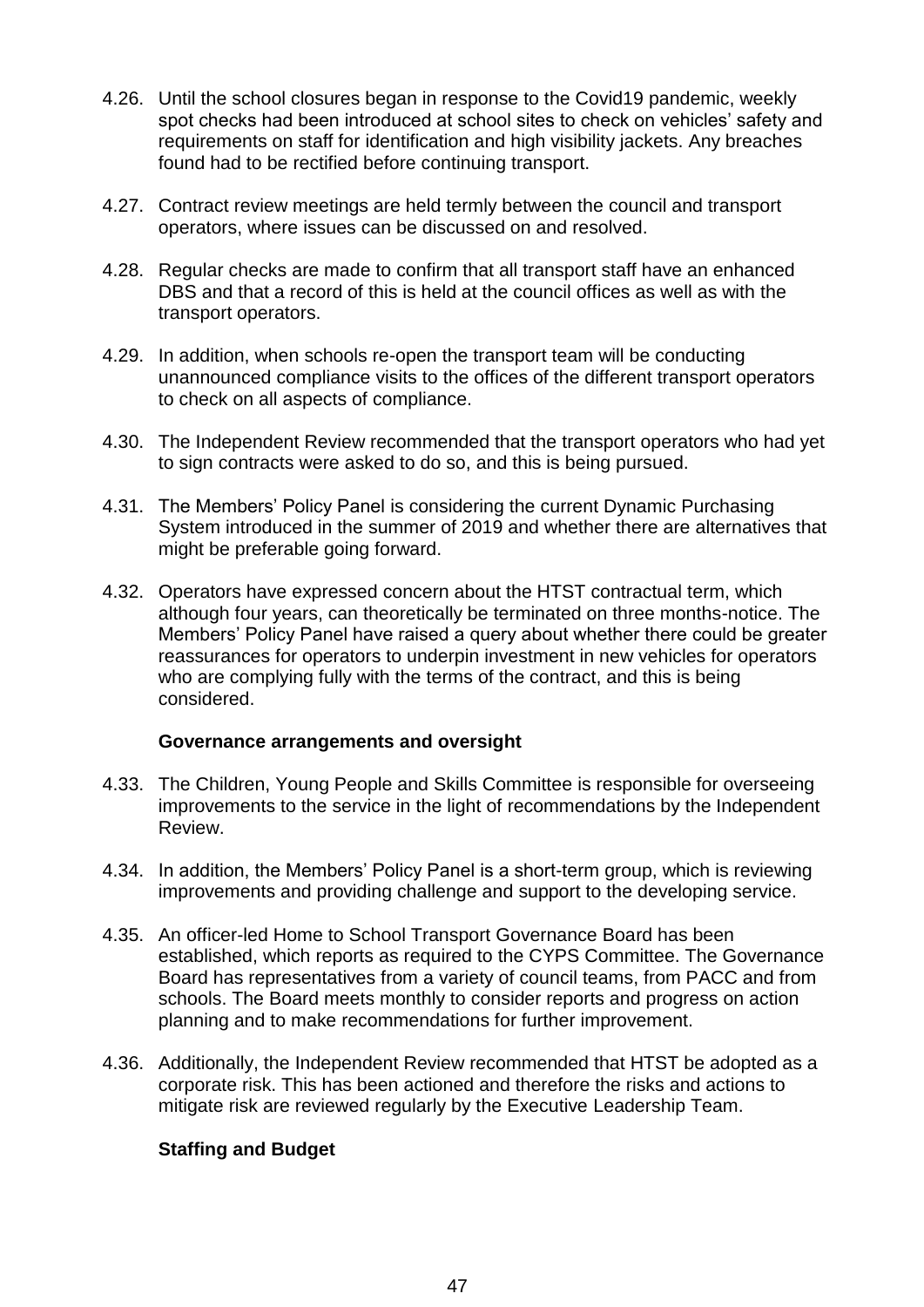4.26. Until the school closures began in response to the Covid19 pandemic, weekly spot checks had been introduced at school sites to check on vehicles' safety and requirements on staff for identification and high visibility jackets. Any breaches found had to be rectified before continuing transport.

4.27. Contract review meetings are held termly between the council and transport operators, where issues can be discussed on and resolved.

4.28. Regular checks are made to confirm that all transport staff have an enhanced DBS and that a record of this is held at the council offices as well as with the transport operators.

4.29. In addition, when schools re-open the transport team will be conducting unannounced compliance visits to the offices of the different transport operators to check on all aspects of compliance.

4.30. The Independent Review recommended that the transport operators who had yet to sign contracts were asked to do so, and this is being pursued.

4.31. The Members' Policy Panel is considering the current Dynamic Purchasing System introduced in the summer of 2019 and whether there are alternatives that might be preferable going forward.

4.32. Operators have expressed concern about the HTST contractual term, which although four years, can theoretically be terminated on three months-notice. The Members' Policy Panel have raised a query about whether there could be greater reassurances for operators to underpin investment in new vehicles for operators who are complying fully with the terms of the contract, and this is being considered.

**Governance arrangements and oversight**

4.33. The Children, Young People and Skills Committee is responsible for overseeing improvements to the service in the light of recommendations by the Independent Review.

4.34. In addition, the Members' Policy Panel is a short-term group, which is reviewing improvements and providing challenge and support to the developing service.

4.35. An officer-led Home to School Transport Governance Board has been established, which reports as required to the CYPS Committee. The Governance Board has representatives from a variety of council teams, from PACC and from schools. The Board meets monthly to consider reports and progress on action planning and to make recommendations for further improvement.

4.36. Additionally, the Independent Review recommended that HTST be adopted as a corporate risk. This has been actioned and therefore the risks and actions to mitigate risk are reviewed regularly by the Executive Leadership Team.

**Staffing and Budget**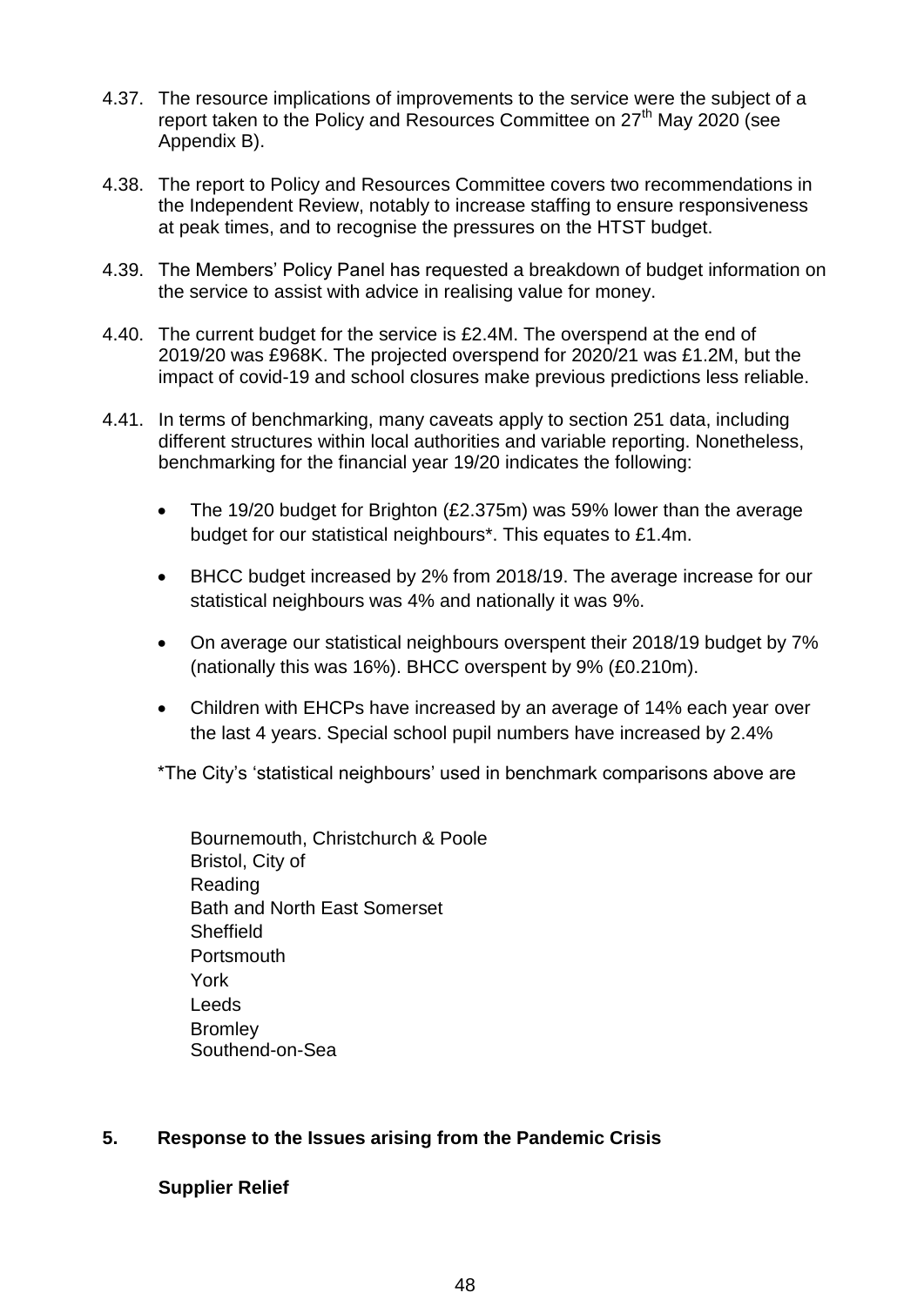4.37. The resource implications of improvements to the service were the subject of a report taken to the Policy and Resources Committee on 27th May 2020 (see Appendix B).

4.38. The report to Policy and Resources Committee covers two recommendations in the Independent Review, notably to increase staffing to ensure responsiveness at peak times, and to recognise the pressures on the HTST budget.

4.39. The Members' Policy Panel has requested a breakdown of budget information on the service to assist with advice in realising value for money.

4.40. The current budget for the service is £2.4M. The overspend at the end of 2019/20 was £968K. The projected overspend for 2020/21 was £1.2M, but the impact of covid-19 and school closures make previous predictions less reliable.

4.41. In terms of benchmarking, many caveats apply to section 251 data, including different structures within local authorities and variable reporting. Nonetheless, benchmarking for the financial year 19/20 indicates the following:

- The 19/20 budget for Brighton (£2.375m) was 59% lower than the average budget for our statistical neighbours*. This equates to £1.4m.
- BHCC budget increased by 2% from 2018/19. The average increase for our statistical neighbours was 4% and nationally it was 9%.
- On average our statistical neighbours overspent their 2018/19 budget by 7% (nationally this was 16%). BHCC overspent by 9% (£0.210m).
- Children with EHCPs have increased by an average of 14% each year over the last 4 years. Special school pupil numbers have increased by 2.4%

*The City's 'statistical neighbours' used in benchmark comparisons above are

Bournemouth, Christchurch & Poole
Bristol, City of
Reading
Bath and North East Somerset
Sheffield
Portsmouth
York
Leeds
Bromley
Southend-on-Sea

## 5. Response to the Issues arising from the Pandemic Crisis

### Supplier Relief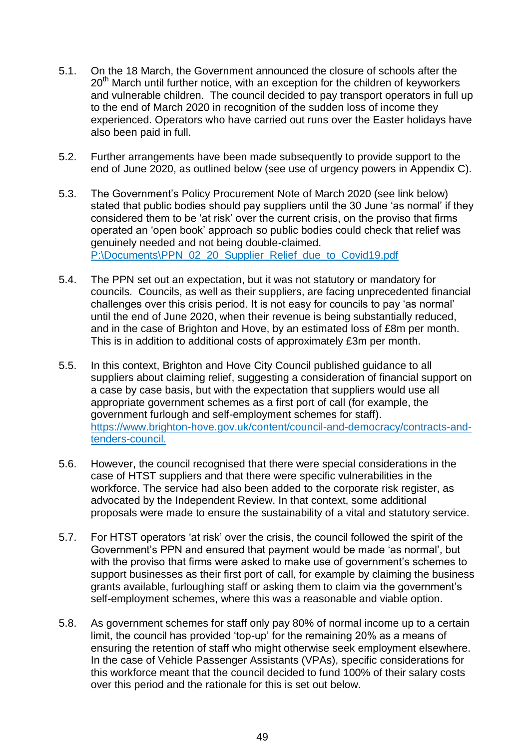5.1. On the 18 March, the Government announced the closure of schools after the 20th March until further notice, with an exception for the children of keyworkers and vulnerable children. The council decided to pay transport operators in full up to the end of March 2020 in recognition of the sudden loss of income they experienced. Operators who have carried out runs over the Easter holidays have also been paid in full.

5.2. Further arrangements have been made subsequently to provide support to the end of June 2020, as outlined below (see use of urgency powers in Appendix C).

5.3. The Government's Policy Procurement Note of March 2020 (see link below) stated that public bodies should pay suppliers until the 30 June 'as normal' if they considered them to be 'at risk' over the current crisis, on the proviso that firms operated an 'open book' approach so public bodies could check that relief was genuinely needed and not being double-claimed. P:\Documents\PPN_02_20_Supplier_Relief_due_to_Covid19.pdf

5.4. The PPN set out an expectation, but it was not statutory or mandatory for councils. Councils, as well as their suppliers, are facing unprecedented financial challenges over this crisis period. It is not easy for councils to pay 'as normal' until the end of June 2020, when their revenue is being substantially reduced, and in the case of Brighton and Hove, by an estimated loss of £8m per month. This is in addition to additional costs of approximately £3m per month.

5.5. In this context, Brighton and Hove City Council published guidance to all suppliers about claiming relief, suggesting a consideration of financial support on a case by case basis, but with the expectation that suppliers would use all appropriate government schemes as a first port of call (for example, the government furlough and self-employment schemes for staff). https://www.brighton-hove.gov.uk/content/council-and-democracy/contracts-and-tenders-council.

5.6. However, the council recognised that there were special considerations in the case of HTST suppliers and that there were specific vulnerabilities in the workforce. The service had also been added to the corporate risk register, as advocated by the Independent Review. In that context, some additional proposals were made to ensure the sustainability of a vital and statutory service.

5.7. For HTST operators 'at risk' over the crisis, the council followed the spirit of the Government's PPN and ensured that payment would be made 'as normal', but with the proviso that firms were asked to make use of government's schemes to support businesses as their first port of call, for example by claiming the business grants available, furloughing staff or asking them to claim via the government's self-employment schemes, where this was a reasonable and viable option.

5.8. As government schemes for staff only pay 80% of normal income up to a certain limit, the council has provided 'top-up' for the remaining 20% as a means of ensuring the retention of staff who might otherwise seek employment elsewhere. In the case of Vehicle Passenger Assistants (VPAs), specific considerations for this workforce meant that the council decided to fund 100% of their salary costs over this period and the rationale for this is set out below.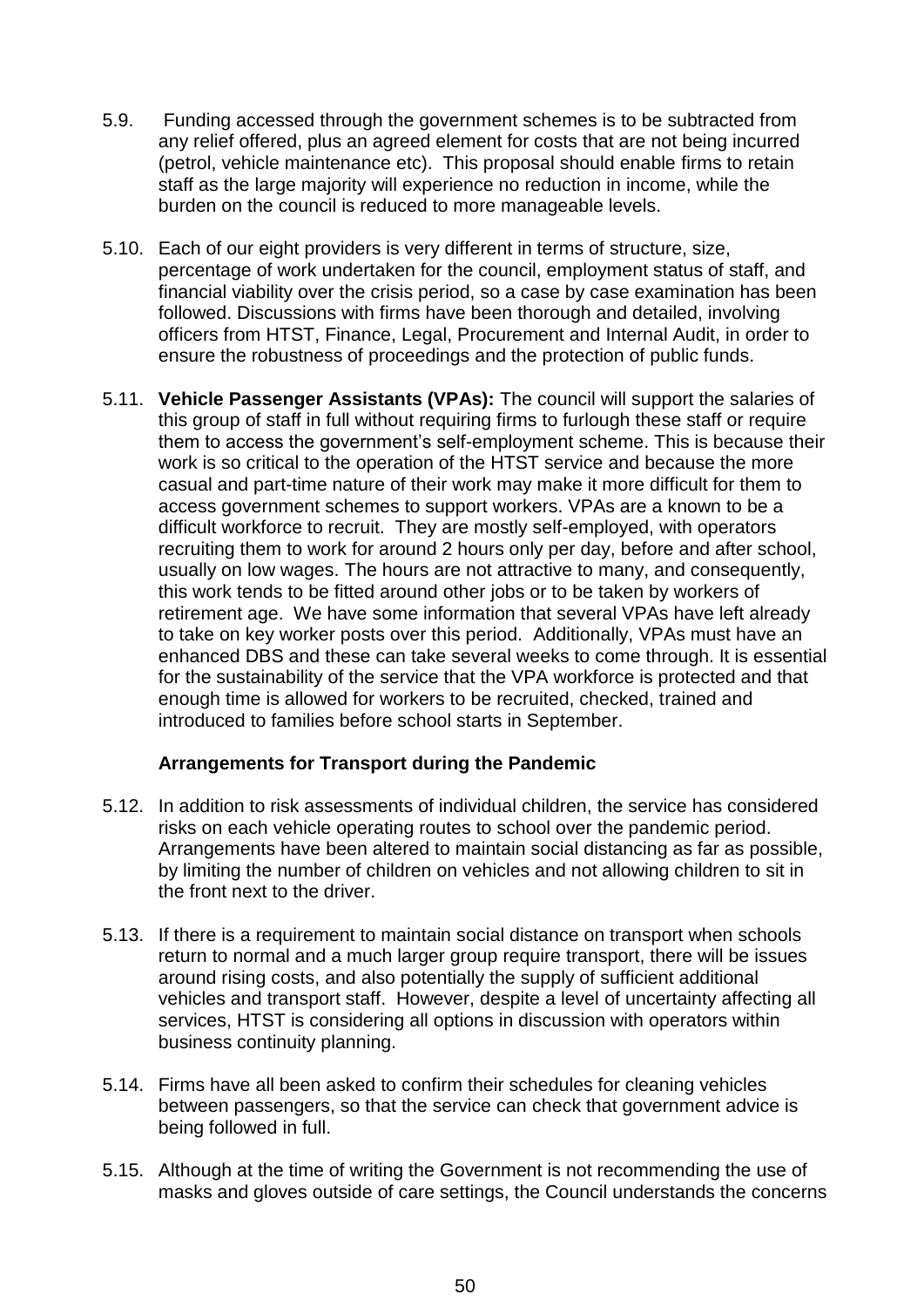5.9. Funding accessed through the government schemes is to be subtracted from any relief offered, plus an agreed element for costs that are not being incurred (petrol, vehicle maintenance etc). This proposal should enable firms to retain staff as the large majority will experience no reduction in income, while the burden on the council is reduced to more manageable levels.

5.10. Each of our eight providers is very different in terms of structure, size, percentage of work undertaken for the council, employment status of staff, and financial viability over the crisis period, so a case by case examination has been followed. Discussions with firms have been thorough and detailed, involving officers from HTST, Finance, Legal, Procurement and Internal Audit, in order to ensure the robustness of proceedings and the protection of public funds.

5.11. **Vehicle Passenger Assistants (VPAs):** The council will support the salaries of this group of staff in full without requiring firms to furlough these staff or require them to access the government's self-employment scheme. This is because their work is so critical to the operation of the HTST service and because the more casual and part-time nature of their work may make it more difficult for them to access government schemes to support workers. VPAs are a known to be a difficult workforce to recruit. They are mostly self-employed, with operators recruiting them to work for around 2 hours only per day, before and after school, usually on low wages. The hours are not attractive to many, and consequently, this work tends to be fitted around other jobs or to be taken by workers of retirement age. We have some information that several VPAs have left already to take on key worker posts over this period. Additionally, VPAs must have an enhanced DBS and these can take several weeks to come through. It is essential for the sustainability of the service that the VPA workforce is protected and that enough time is allowed for workers to be recruited, checked, trained and introduced to families before school starts in September.

**Arrangements for Transport during the Pandemic**

5.12. In addition to risk assessments of individual children, the service has considered risks on each vehicle operating routes to school over the pandemic period. Arrangements have been altered to maintain social distancing as far as possible, by limiting the number of children on vehicles and not allowing children to sit in the front next to the driver.

5.13. If there is a requirement to maintain social distance on transport when schools return to normal and a much larger group require transport, there will be issues around rising costs, and also potentially the supply of sufficient additional vehicles and transport staff. However, despite a level of uncertainty affecting all services, HTST is considering all options in discussion with operators within business continuity planning.

5.14. Firms have all been asked to confirm their schedules for cleaning vehicles between passengers, so that the service can check that government advice is being followed in full.

5.15. Although at the time of writing the Government is not recommending the use of masks and gloves outside of care settings, the Council understands the concerns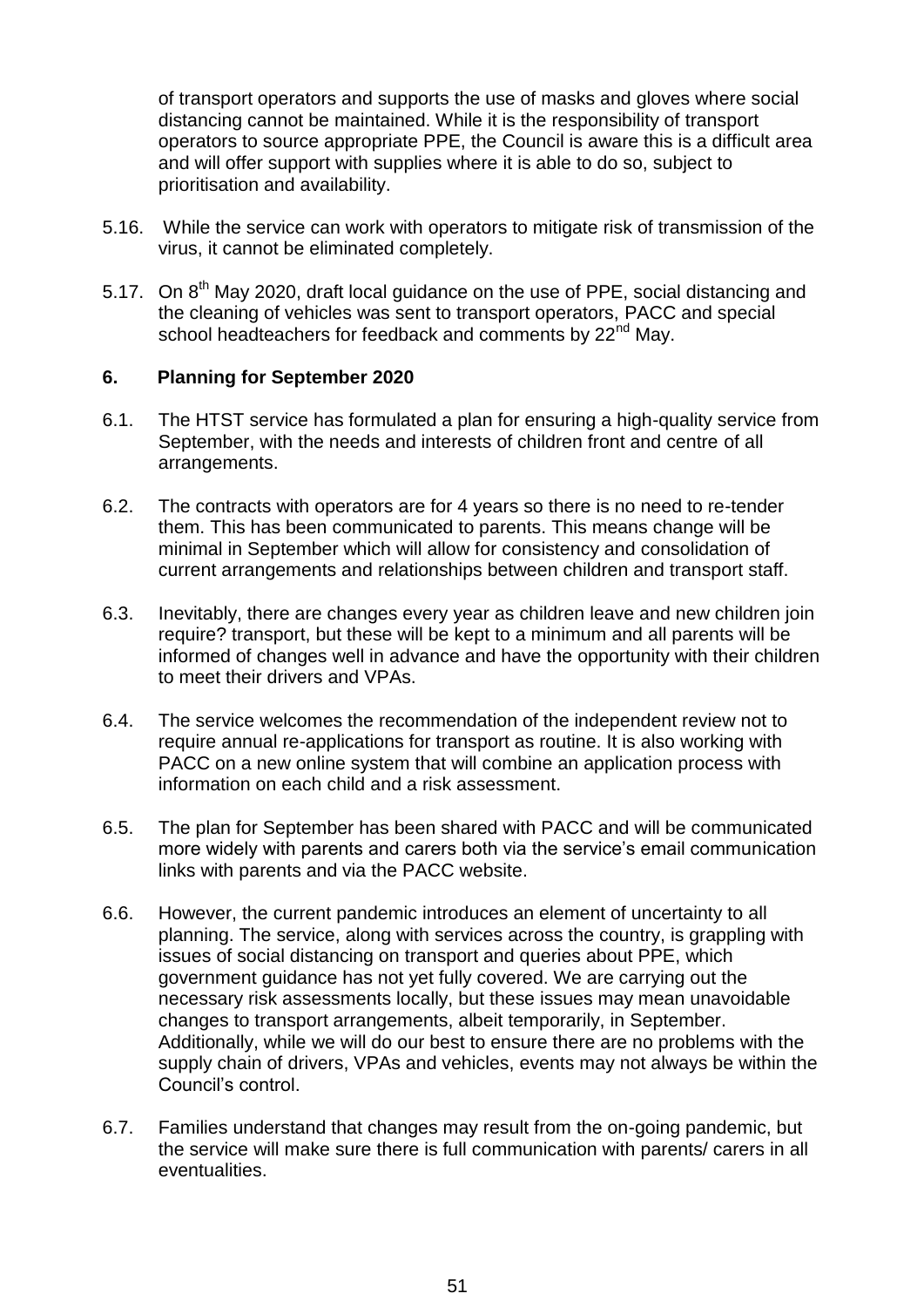of transport operators and supports the use of masks and gloves where social distancing cannot be maintained. While it is the responsibility of transport operators to source appropriate PPE, the Council is aware this is a difficult area and will offer support with supplies where it is able to do so, subject to prioritisation and availability.

5.16. While the service can work with operators to mitigate risk of transmission of the virus, it cannot be eliminated completely.

5.17. On 8th May 2020, draft local guidance on the use of PPE, social distancing and the cleaning of vehicles was sent to transport operators, PACC and special school headteachers for feedback and comments by 22nd May.

## 6. Planning for September 2020

6.1. The HTST service has formulated a plan for ensuring a high-quality service from September, with the needs and interests of children front and centre of all arrangements.

6.2. The contracts with operators are for 4 years so there is no need to re-tender them. This has been communicated to parents. This means change will be minimal in September which will allow for consistency and consolidation of current arrangements and relationships between children and transport staff.

6.3. Inevitably, there are changes every year as children leave and new children join require? transport, but these will be kept to a minimum and all parents will be informed of changes well in advance and have the opportunity with their children to meet their drivers and VPAs.

6.4. The service welcomes the recommendation of the independent review not to require annual re-applications for transport as routine. It is also working with PACC on a new online system that will combine an application process with information on each child and a risk assessment.

6.5. The plan for September has been shared with PACC and will be communicated more widely with parents and carers both via the service's email communication links with parents and via the PACC website.

6.6. However, the current pandemic introduces an element of uncertainty to all planning. The service, along with services across the country, is grappling with issues of social distancing on transport and queries about PPE, which government guidance has not yet fully covered. We are carrying out the necessary risk assessments locally, but these issues may mean unavoidable changes to transport arrangements, albeit temporarily, in September. Additionally, while we will do our best to ensure there are no problems with the supply chain of drivers, VPAs and vehicles, events may not always be within the Council's control.

6.7. Families understand that changes may result from the on-going pandemic, but the service will make sure there is full communication with parents/ carers in all eventualities.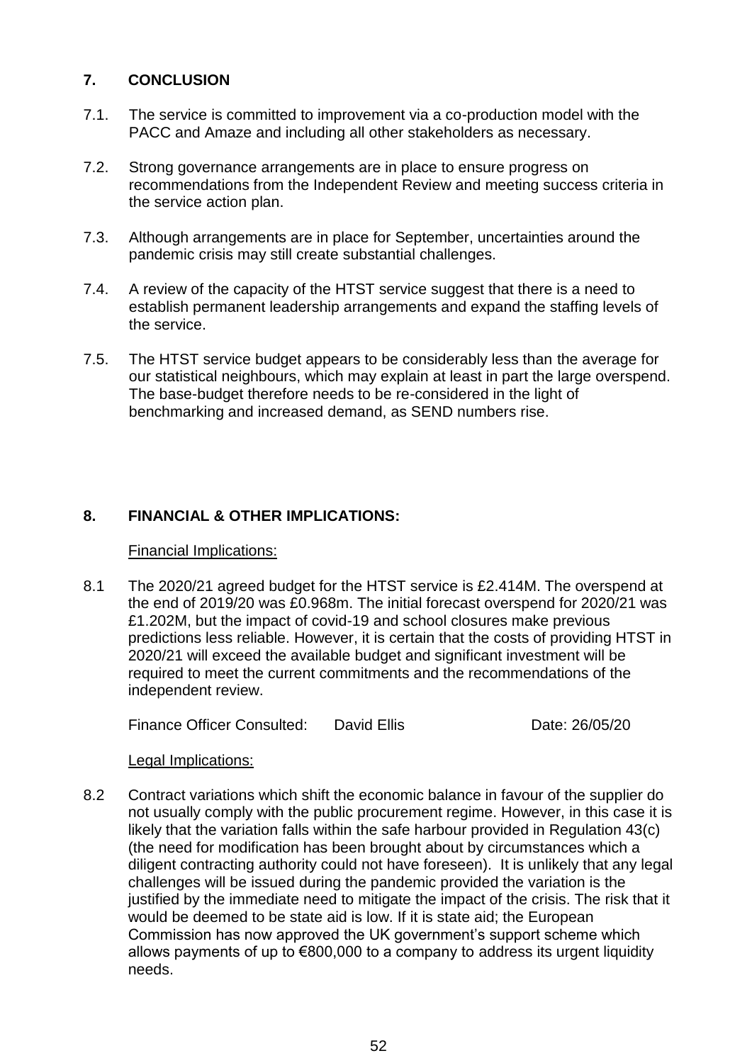## 7. CONCLUSION

7.1. The service is committed to improvement via a co-production model with the PACC and Amaze and including all other stakeholders as necessary.

7.2. Strong governance arrangements are in place to ensure progress on recommendations from the Independent Review and meeting success criteria in the service action plan.

7.3. Although arrangements are in place for September, uncertainties around the pandemic crisis may still create substantial challenges.

7.4. A review of the capacity of the HTST service suggest that there is a need to establish permanent leadership arrangements and expand the staffing levels of the service.

7.5. The HTST service budget appears to be considerably less than the average for our statistical neighbours, which may explain at least in part the large overspend. The base-budget therefore needs to be re-considered in the light of benchmarking and increased demand, as SEND numbers rise.

## 8. FINANCIAL & OTHER IMPLICATIONS:

Financial Implications:

8.1 The 2020/21 agreed budget for the HTST service is £2.414M. The overspend at the end of 2019/20 was £0.968m. The initial forecast overspend for 2020/21 was £1.202M, but the impact of covid-19 and school closures make previous predictions less reliable. However, it is certain that the costs of providing HTST in 2020/21 will exceed the available budget and significant investment will be required to meet the current commitments and the recommendations of the independent review.

Finance Officer Consulted: David Ellis Date: 26/05/20

Legal Implications:

8.2 Contract variations which shift the economic balance in favour of the supplier do not usually comply with the public procurement regime. However, in this case it is likely that the variation falls within the safe harbour provided in Regulation 43(c) (the need for modification has been brought about by circumstances which a diligent contracting authority could not have foreseen). It is unlikely that any legal challenges will be issued during the pandemic provided the variation is the justified by the immediate need to mitigate the impact of the crisis. The risk that it would be deemed to be state aid is low. If it is state aid; the European Commission has now approved the UK government's support scheme which allows payments of up to €800,000 to a company to address its urgent liquidity needs.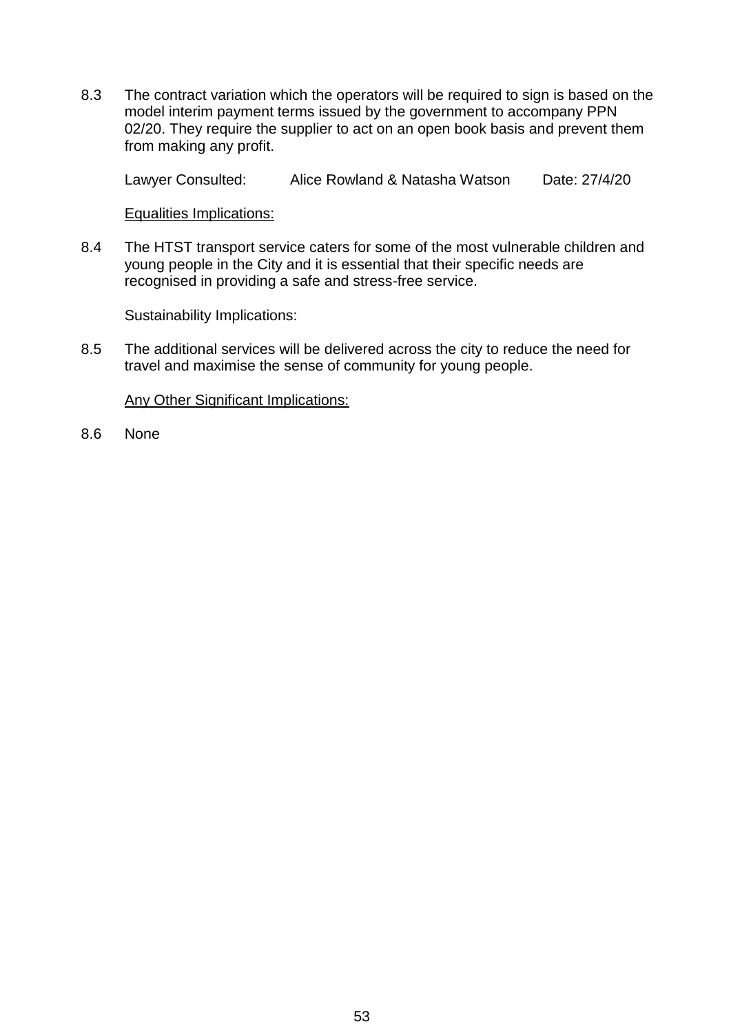8.3 The contract variation which the operators will be required to sign is based on the model interim payment terms issued by the government to accompany PPN 02/20. They require the supplier to act on an open book basis and prevent them from making any profit.

Lawyer Consulted: Alice Rowland & Natasha Watson Date: 27/4/20

<u>Equalities Implications:</u>

8.4 The HTST transport service caters for some of the most vulnerable children and young people in the City and it is essential that their specific needs are recognised in providing a safe and stress-free service.

Sustainability Implications:

8.5 The additional services will be delivered across the city to reduce the need for travel and maximise the sense of community for young people.

<u>Any Other Significant Implications:</u>

8.6 None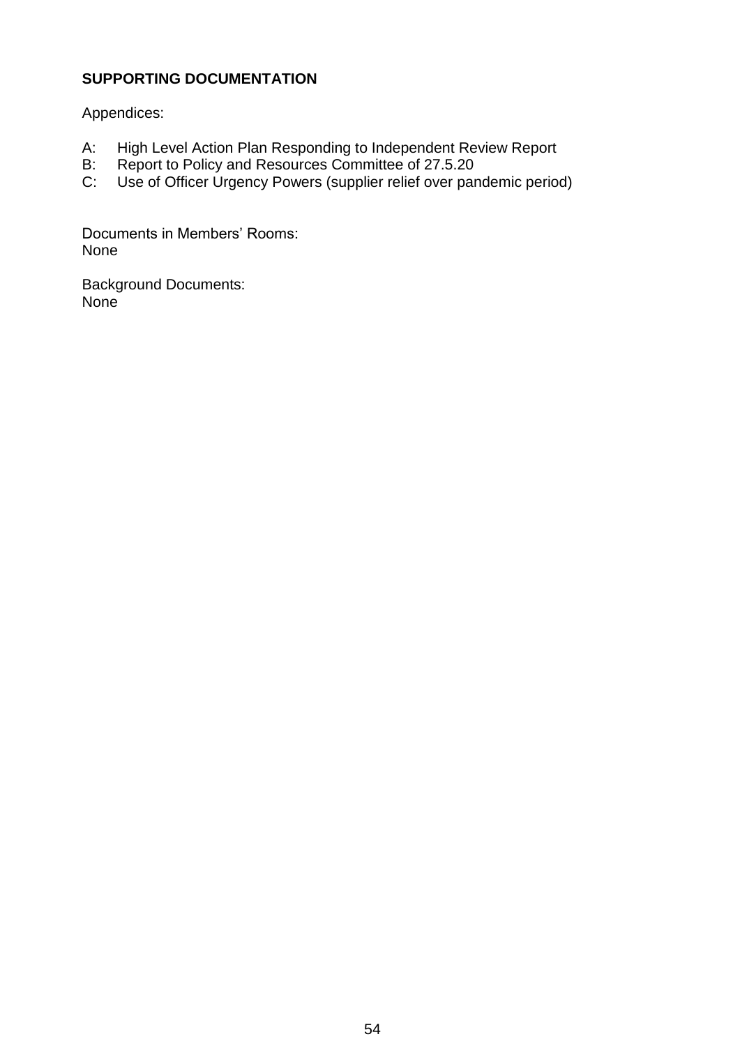**SUPPORTING DOCUMENTATION**

Appendices:

A: High Level Action Plan Responding to Independent Review Report
B: Report to Policy and Resources Committee of 27.5.20
C: Use of Officer Urgency Powers (supplier relief over pandemic period)

Documents in Members' Rooms:
None

Background Documents:
None